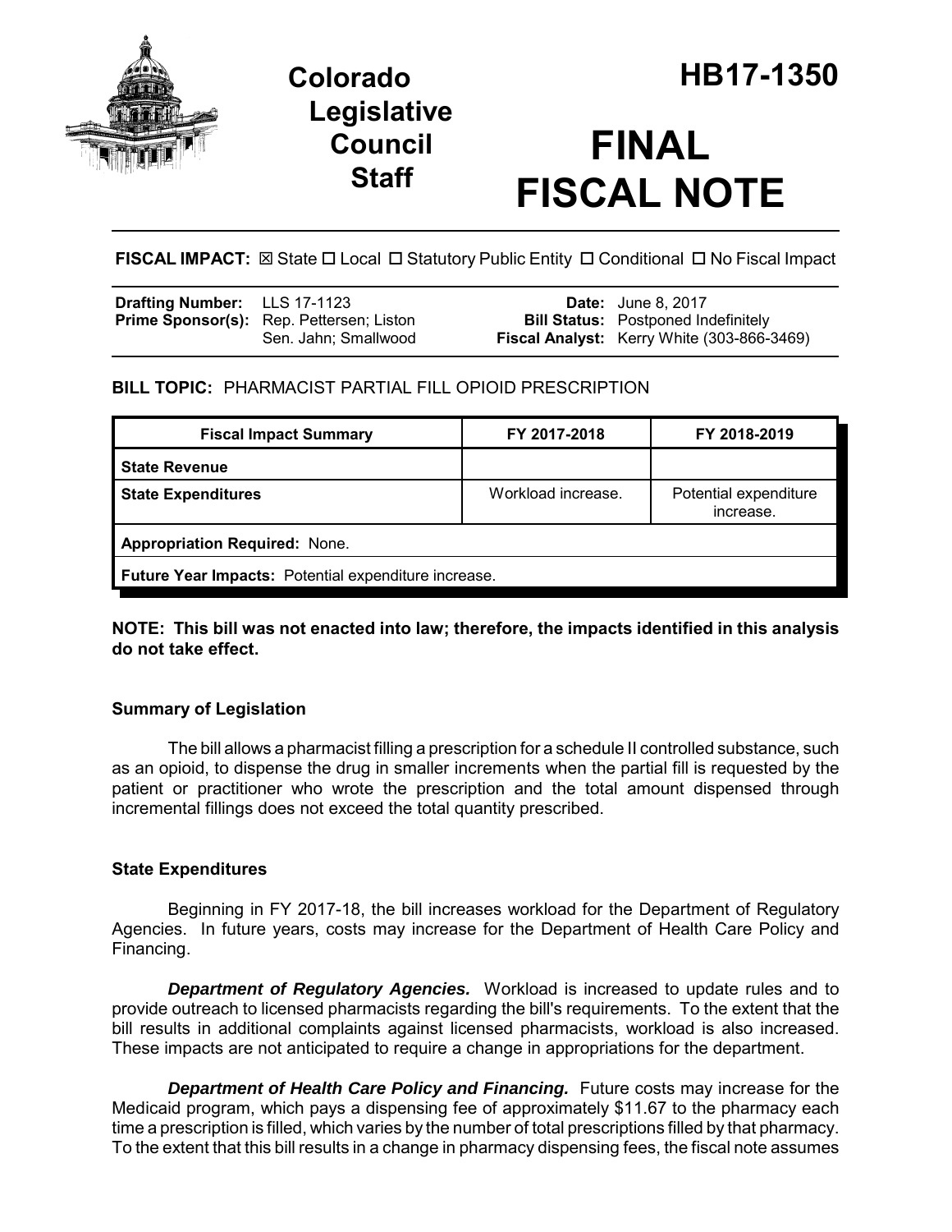# Colorado Legislative Council Staff

# HB17-1350

# FINAL FISCAL NOTE

**FISCAL IMPACT:** ☒ State ☐ Local ☐ Statutory Public Entity ☐ Conditional ☐ No Fiscal Impact

| | | | |
|---|---|---|---|
| **Drafting Number:** | LLS 17-1123 | **Date:** | June 8, 2017 |
| **Prime Sponsor(s):** | Rep. Pettersen; Liston<br>Sen. Jahn; Smallwood | **Bill Status:** | Postponed Indefinitely |
| | | **Fiscal Analyst:** | Kerry White (303-866-3469) |

**BILL TOPIC:** PHARMACIST PARTIAL FILL OPIOID PRESCRIPTION

| Fiscal Impact Summary | FY 2017-2018 | FY 2018-2019 |
|---|---|---|
| **State Revenue** | | |
| **State Expenditures** | Workload increase. | Potential expenditure increase. |
| **Appropriation Required:** None. | | |
| **Future Year Impacts:** Potential expenditure increase. | | |

**NOTE: This bill was not enacted into law; therefore, the impacts identified in this analysis do not take effect.**

### Summary of Legislation

The bill allows a pharmacist filling a prescription for a schedule II controlled substance, such as an opioid, to dispense the drug in smaller increments when the partial fill is requested by the patient or practitioner who wrote the prescription and the total amount dispensed through incremental fillings does not exceed the total quantity prescribed.

### State Expenditures

Beginning in FY 2017-18, the bill increases workload for the Department of Regulatory Agencies. In future years, costs may increase for the Department of Health Care Policy and Financing.

***Department of Regulatory Agencies.*** Workload is increased to update rules and to provide outreach to licensed pharmacists regarding the bill's requirements. To the extent that the bill results in additional complaints against licensed pharmacists, workload is also increased. These impacts are not anticipated to require a change in appropriations for the department.

***Department of Health Care Policy and Financing.*** Future costs may increase for the Medicaid program, which pays a dispensing fee of approximately $11.67 to the pharmacy each time a prescription is filled, which varies by the number of total prescriptions filled by that pharmacy. To the extent that this bill results in a change in pharmacy dispensing fees, the fiscal note assumes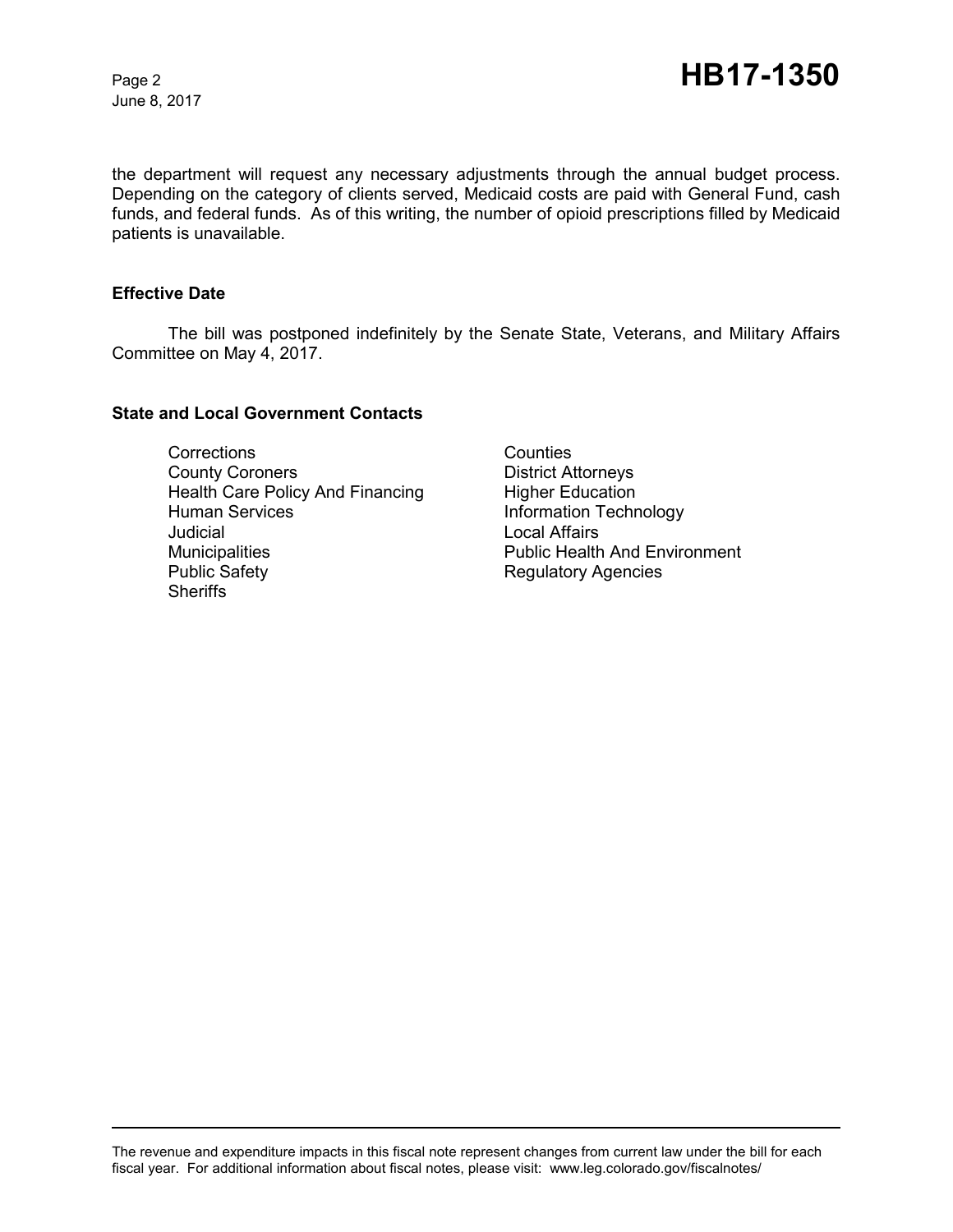the department will request any necessary adjustments through the annual budget process. Depending on the category of clients served, Medicaid costs are paid with General Fund, cash funds, and federal funds. As of this writing, the number of opioid prescriptions filled by Medicaid patients is unavailable.

**Effective Date**

The bill was postponed indefinitely by the Senate State, Veterans, and Military Affairs Committee on May 4, 2017.

**State and Local Government Contacts**

Corrections
County Coroners
Health Care Policy And Financing
Human Services
Judicial
Municipalities
Public Safety
Sheriffs
Counties
District Attorneys
Higher Education
Information Technology
Local Affairs
Public Health And Environment
Regulatory Agencies

The revenue and expenditure impacts in this fiscal note represent changes from current law under the bill for each fiscal year. For additional information about fiscal notes, please visit: www.leg.colorado.gov/fiscalnotes/